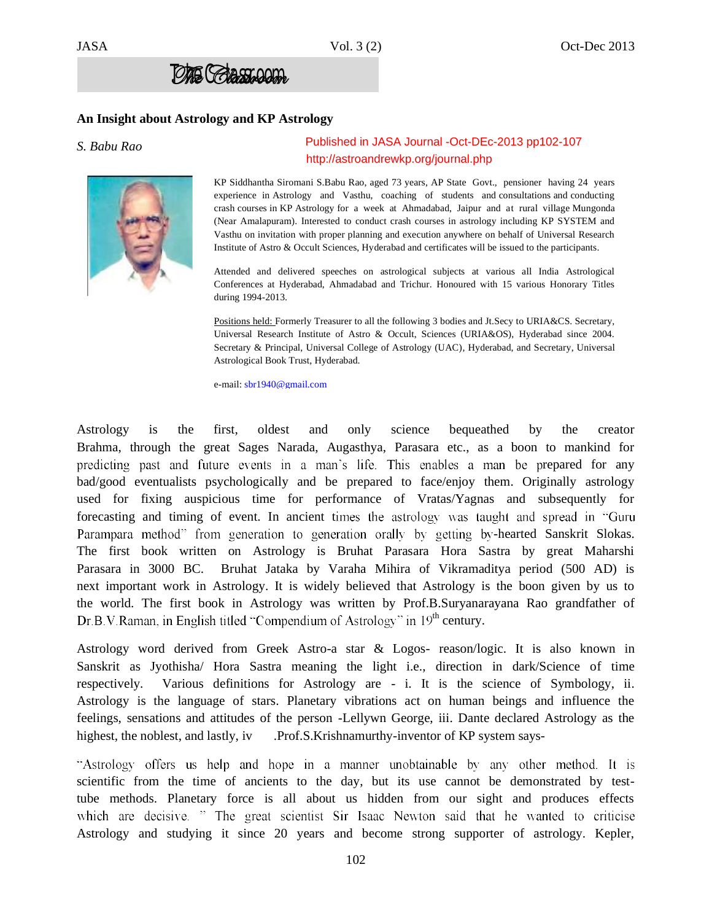The Classroom

**An Insight about Astrology and KP Astrology**

*S. Babu Rao*

Published in JASA Journal -Oct-DEc-2013 pp102-107
http://astroandrewkp.org/journal.php

KP Siddhantha Siromani S.Babu Rao, aged 73 years, AP State Govt., pensioner having 24 years experience in Astrology and Vasthu, coaching of students and consultations and conducting crash courses in KP Astrology for a week at Ahmadabad, Jaipur and at rural village Mungonda (Near Amalapuram). Interested to conduct crash courses in astrology including KP SYSTEM and Vasthu on invitation with proper planning and execution anywhere on behalf of Universal Research Institute of Astro & Occult Sciences, Hyderabad and certificates will be issued to the participants.

Attended and delivered speeches on astrological subjects at various all India Astrological Conferences at Hyderabad, Ahmadabad and Trichur. Honoured with 15 various Honorary Titles during 1994-2013.

Positions held: Formerly Treasurer to all the following 3 bodies and Jt.Secy to URIA&CS. Secretary, Universal Research Institute of Astro & Occult, Sciences (URIA&OS), Hyderabad since 2004. Secretary & Principal, Universal College of Astrology (UAC), Hyderabad, and Secretary, Universal Astrological Book Trust, Hyderabad.

e-mail: sbr1940@gmail.com

Astrology is the first, oldest and only science bequeathed by the creator Brahma, through the great Sages Narada, Augasthya, Parasara etc., as a boon to mankind for predicting past and future events in a man's life. This enables a man be prepared for any bad/good eventualists psychologically and be prepared to face/enjoy them. Originally astrology used for fixing auspicious time for performance of Vratas/Yagnas and subsequently for forecasting and timing of event. In ancient times the astrology was taught and spread in "Guru Parampara method" from generation to generation orally by getting by-hearted Sanskrit Slokas. The first book written on Astrology is Bruhat Parasara Hora Sastra by great Maharshi Parasara in 3000 BC. Bruhat Jataka by Varaha Mihira of Vikramaditya period (500 AD) is next important work in Astrology. It is widely believed that Astrology is the boon given by us to the world. The first book in Astrology was written by Prof.B.Suryanarayana Rao grandfather of Dr.B.V.Raman, in English titled "Compendium of Astrology" in 19th century.

Astrology word derived from Greek Astro-a star & Logos- reason/logic. It is also known in Sanskrit as Jyothisha/ Hora Sastra meaning the light i.e., direction in dark/Science of time respectively. Various definitions for Astrology are - i. It is the science of Symbology, ii. Astrology is the language of stars. Planetary vibrations act on human beings and influence the feelings, sensations and attitudes of the person -Lellywn George, iii. Dante declared Astrology as the highest, the noblest, and lastly, iv .Prof.S.Krishnamurthy-inventor of KP system says-

"Astrology offers us help and hope in a manner unobtainable by any other method. It is scientific from the time of ancients to the day, but its use cannot be demonstrated by test-tube methods. Planetary force is all about us hidden from our sight and produces effects which are decisive. " The great scientist Sir Isaac Newton said that he wanted to criticise Astrology and studying it since 20 years and become strong supporter of astrology. Kepler,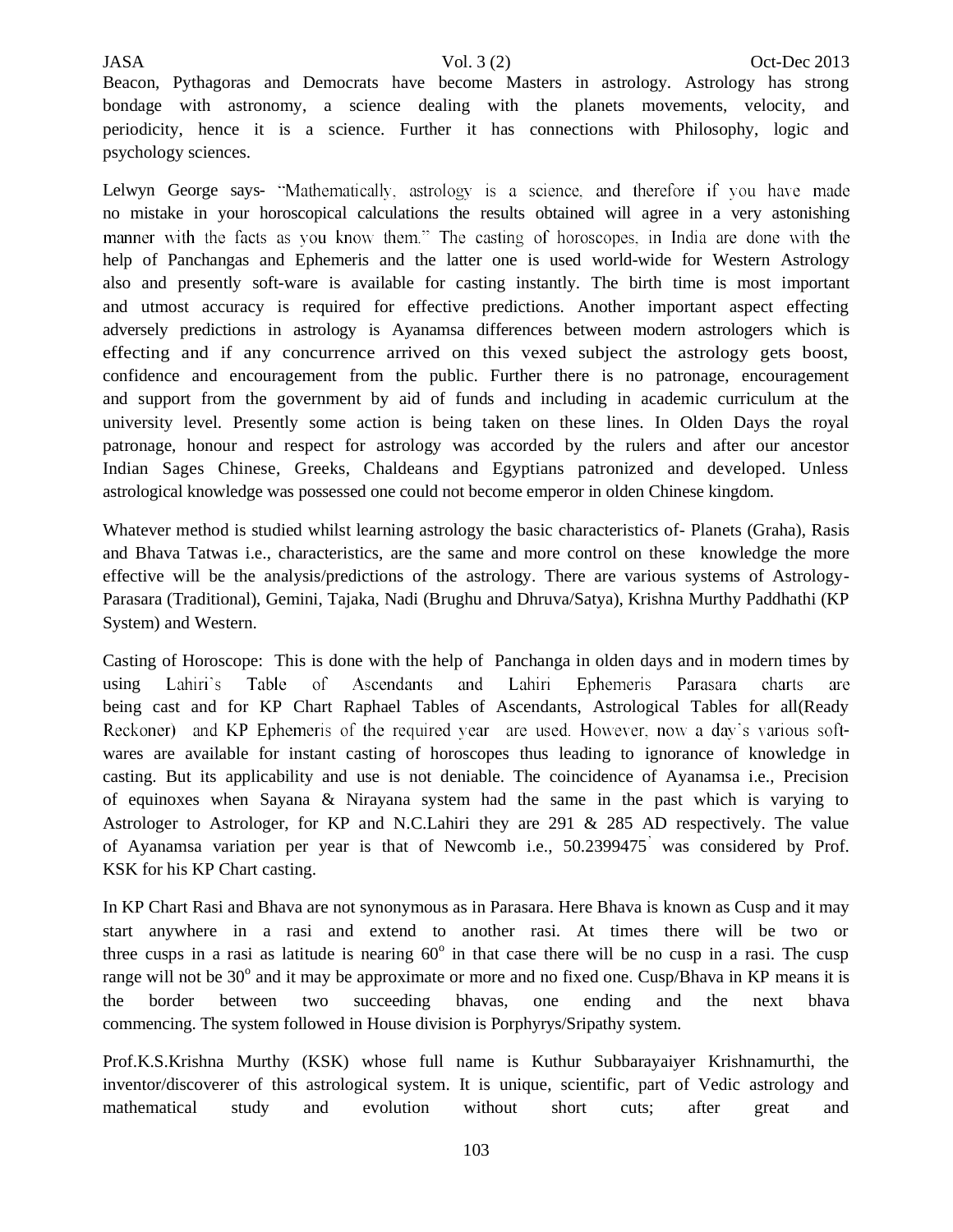Beacon, Pythagoras and Democrats have become Masters in astrology. Astrology has strong bondage with astronomy, a science dealing with the planets movements, velocity, and periodicity, hence it is a science. Further it has connections with Philosophy, logic and psychology sciences.

Lelwyn George says- "Mathematically, astrology is a science, and therefore if you have made no mistake in your horoscopical calculations the results obtained will agree in a very astonishing manner with the facts as you know them." The casting of horoscopes, in India are done with the help of Panchangas and Ephemeris and the latter one is used world-wide for Western Astrology also and presently soft-ware is available for casting instantly. The birth time is most important and utmost accuracy is required for effective predictions. Another important aspect effecting adversely predictions in astrology is Ayanamsa differences between modern astrologers which is effecting and if any concurrence arrived on this vexed subject the astrology gets boost, confidence and encouragement from the public. Further there is no patronage, encouragement and support from the government by aid of funds and including in academic curriculum at the university level. Presently some action is being taken on these lines. In Olden Days the royal patronage, honour and respect for astrology was accorded by the rulers and after our ancestor Indian Sages Chinese, Greeks, Chaldeans and Egyptians patronized and developed. Unless astrological knowledge was possessed one could not become emperor in olden Chinese kingdom.

Whatever method is studied whilst learning astrology the basic characteristics of- Planets (Graha), Rasis and Bhava Tatwas i.e., characteristics, are the same and more control on these knowledge the more effective will be the analysis/predictions of the astrology. There are various systems of Astrology- Parasara (Traditional), Gemini, Tajaka, Nadi (Brughu and Dhruva/Satya), Krishna Murthy Paddhathi (KP System) and Western.

Casting of Horoscope: This is done with the help of Panchanga in olden days and in modern times by using Lahiri`s Table of Ascendants and Lahiri Ephemeris Parasara charts are being cast and for KP Chart Raphael Tables of Ascendants, Astrological Tables for all(Ready Reckoner) and KP Ephemeris of the required year are used. However, now a day`s various soft-wares are available for instant casting of horoscopes thus leading to ignorance of knowledge in casting. But its applicability and use is not deniable. The coincidence of Ayanamsa i.e., Precision of equinoxes when Sayana & Nirayana system had the same in the past which is varying to Astrologer to Astrologer, for KP and N.C.Lahiri they are 291 & 285 AD respectively. The value of Ayanamsa variation per year is that of Newcomb i.e., 50.2399475' was considered by Prof. KSK for his KP Chart casting.

In KP Chart Rasi and Bhava are not synonymous as in Parasara. Here Bhava is known as Cusp and it may start anywhere in a rasi and extend to another rasi. At times there will be two or three cusps in a rasi as latitude is nearing $60^{o}$ in that case there will be no cusp in a rasi. The cusp range will not be $30^{o}$ and it may be approximate or more and no fixed one. Cusp/Bhava in KP means it is the border between two succeeding bhavas, one ending and the next bhava commencing. The system followed in House division is Porphyrys/Sripathy system.

Prof.K.S.Krishna Murthy (KSK) whose full name is Kuthur Subbarayaiyer Krishnamurthi, the inventor/discoverer of this astrological system. It is unique, scientific, part of Vedic astrology and mathematical study and evolution without short cuts; after great and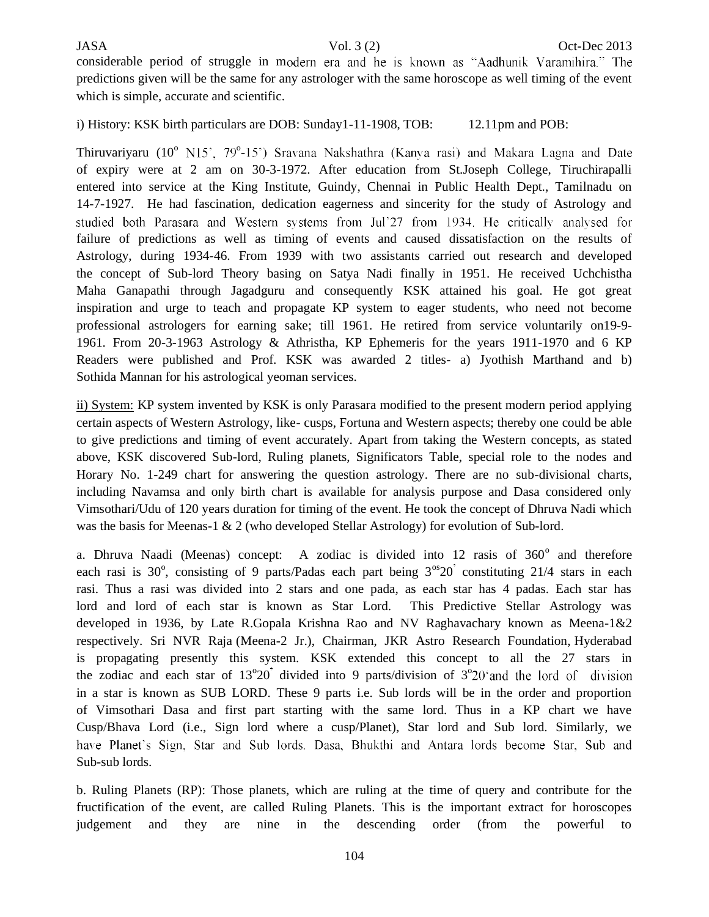considerable period of struggle in modern era and he is known as "Aadhunik Varamihira." The predictions given will be the same for any astrologer with the same horoscope as well timing of the event which is simple, accurate and scientific.

i) History: KSK birth particulars are DOB: Sunday1-11-1908, TOB: 12.11pm and POB:

Thiruvariyaru ($10^o$ N15`, $79^o$-15`) Sravana Nakshathra (Kanya rasi) and Makara Lagna and Date of expiry were at 2 am on 30-3-1972. After education from St.Joseph College, Tiruchirapalli entered into service at the King Institute, Guindy, Chennai in Public Health Dept., Tamilnadu on 14-7-1927. He had fascination, dedication eagerness and sincerity for the study of Astrology and studied both Parasara and Western systems from Jul'27 from 1934. He critically analysed for failure of predictions as well as timing of events and caused dissatisfaction on the results of Astrology, during 1934-46. From 1939 with two assistants carried out research and developed the concept of Sub-lord Theory basing on Satya Nadi finally in 1951. He received Uchchistha Maha Ganapathi through Jagadguru and consequently KSK attained his goal. He got great inspiration and urge to teach and propagate KP system to eager students, who need not become professional astrologers for earning sake; till 1961. He retired from service voluntarily on19-9-1961. From 20-3-1963 Astrology & Athristha, KP Ephemeris for the years 1911-1970 and 6 KP Readers were published and Prof. KSK was awarded 2 titles- a) Jyothish Marthand and b) Sothida Mannan for his astrological yeoman services.

ii) System: KP system invented by KSK is only Parasara modified to the present modern period applying certain aspects of Western Astrology, like- cusps, Fortuna and Western aspects; thereby one could be able to give predictions and timing of event accurately. Apart from taking the Western concepts, as stated above, KSK discovered Sub-lord, Ruling planets, Significators Table, special role to the nodes and Horary No. 1-249 chart for answering the question astrology. There are no sub-divisional charts, including Navamsa and only birth chart is available for analysis purpose and Dasa considered only Vimsothari/Udu of 120 years duration for timing of the event. He took the concept of Dhruva Nadi which was the basis for Meenas-1 & 2 (who developed Stellar Astrology) for evolution of Sub-lord.

a. Dhruva Naadi (Meenas) concept: A zodiac is divided into 12 rasis of $360^o$ and therefore each rasi is $30^o$, consisting of 9 parts/Padas each part being $3^{os}20^{'}$ constituting 21/4 stars in each rasi. Thus a rasi was divided into 2 stars and one pada, as each star has 4 padas. Each star has lord and lord of each star is known as Star Lord. This Predictive Stellar Astrology was developed in 1936, by Late R.Gopala Krishna Rao and NV Raghavachary known as Meena-1&2 respectively. Sri NVR Raja (Meena-2 Jr.), Chairman, JKR Astro Research Foundation, Hyderabad is propagating presently this system. KSK extended this concept to all the 27 stars in the zodiac and each star of $13^o20^{'}$ divided into 9 parts/division of $3^o20^{'}$and the lord of division in a star is known as SUB LORD. These 9 parts i.e. Sub lords will be in the order and proportion of Vimsothari Dasa and first part starting with the same lord. Thus in a KP chart we have Cusp/Bhava Lord (i.e., Sign lord where a cusp/Planet), Star lord and Sub lord. Similarly, we have Planet's Sign, Star and Sub lords. Dasa, Bhukthi and Antara lords become Star, Sub and Sub-sub lords.

b. Ruling Planets (RP): Those planets, which are ruling at the time of query and contribute for the fructification of the event, are called Ruling Planets. This is the important extract for horoscopes judgement and they are nine in the descending order (from the powerful to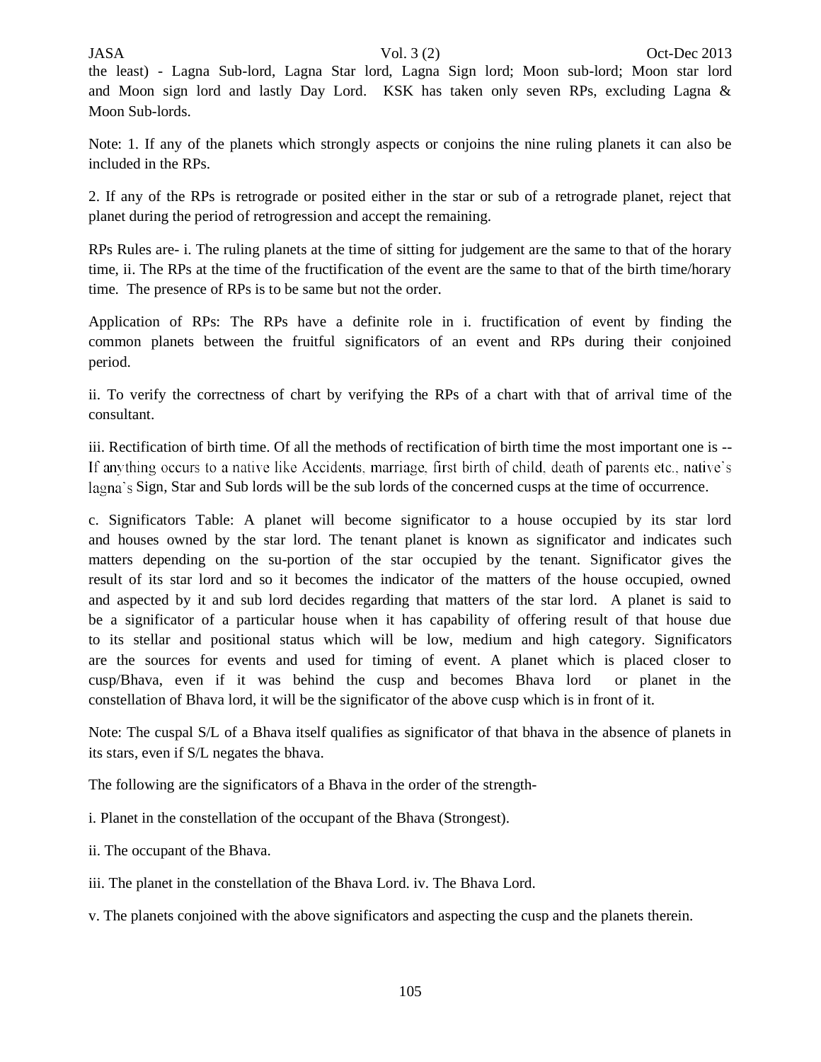the least) - Lagna Sub-lord, Lagna Star lord, Lagna Sign lord; Moon sub-lord; Moon star lord and Moon sign lord and lastly Day Lord. KSK has taken only seven RPs, excluding Lagna & Moon Sub-lords.

Note: 1. If any of the planets which strongly aspects or conjoins the nine ruling planets it can also be included in the RPs.

2. If any of the RPs is retrograde or posited either in the star or sub of a retrograde planet, reject that planet during the period of retrogression and accept the remaining.

RPs Rules are- i. The ruling planets at the time of sitting for judgement are the same to that of the horary time, ii. The RPs at the time of the fructification of the event are the same to that of the birth time/horary time. The presence of RPs is to be same but not the order.

Application of RPs: The RPs have a definite role in i. fructification of event by finding the common planets between the fruitful significators of an event and RPs during their conjoined period.

ii. To verify the correctness of chart by verifying the RPs of a chart with that of arrival time of the consultant.

iii. Rectification of birth time. Of all the methods of rectification of birth time the most important one is -- If anything occurs to a native like Accidents, marriage, first birth of child, death of parents etc., native's lagna's Sign, Star and Sub lords will be the sub lords of the concerned cusps at the time of occurrence.

c. Significators Table: A planet will become significator to a house occupied by its star lord and houses owned by the star lord. The tenant planet is known as significator and indicates such matters depending on the su-portion of the star occupied by the tenant. Significator gives the result of its star lord and so it becomes the indicator of the matters of the house occupied, owned and aspected by it and sub lord decides regarding that matters of the star lord. A planet is said to be a significator of a particular house when it has capability of offering result of that house due to its stellar and positional status which will be low, medium and high category. Significators are the sources for events and used for timing of event. A planet which is placed closer to cusp/Bhava, even if it was behind the cusp and becomes Bhava lord or planet in the constellation of Bhava lord, it will be the significator of the above cusp which is in front of it.

Note: The cuspal S/L of a Bhava itself qualifies as significator of that bhava in the absence of planets in its stars, even if S/L negates the bhava.

The following are the significators of a Bhava in the order of the strength-

i. Planet in the constellation of the occupant of the Bhava (Strongest).

ii. The occupant of the Bhava.

iii. The planet in the constellation of the Bhava Lord. iv. The Bhava Lord.

v. The planets conjoined with the above significators and aspecting the cusp and the planets therein.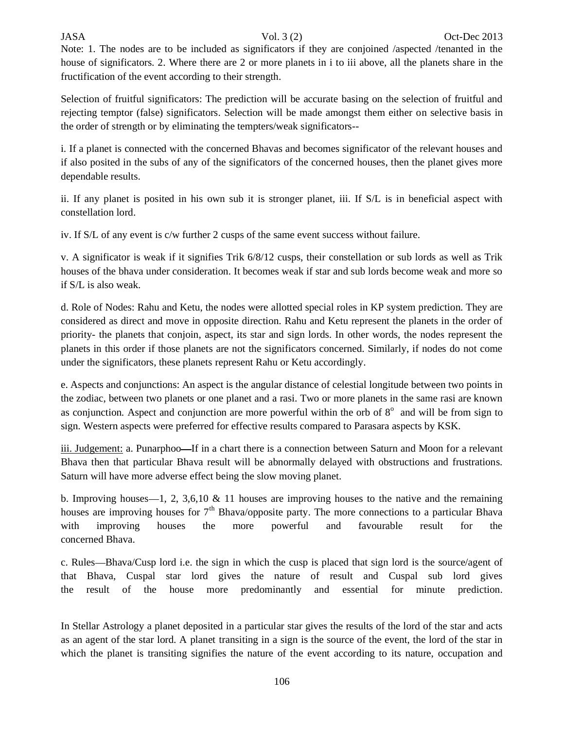Note: 1. The nodes are to be included as significators if they are conjoined /aspected /tenanted in the house of significators. 2. Where there are 2 or more planets in i to iii above, all the planets share in the fructification of the event according to their strength.

Selection of fruitful significators: The prediction will be accurate basing on the selection of fruitful and rejecting temptor (false) significators. Selection will be made amongst them either on selective basis in the order of strength or by eliminating the tempters/weak significators--

i. If a planet is connected with the concerned Bhavas and becomes significator of the relevant houses and if also posited in the subs of any of the significators of the concerned houses, then the planet gives more dependable results.

ii. If any planet is posited in his own sub it is stronger planet, iii. If S/L is in beneficial aspect with constellation lord.

iv. If S/L of any event is c/w further 2 cusps of the same event success without failure.

v. A significator is weak if it signifies Trik 6/8/12 cusps, their constellation or sub lords as well as Trik houses of the bhava under consideration. It becomes weak if star and sub lords become weak and more so if S/L is also weak.

d. Role of Nodes: Rahu and Ketu, the nodes were allotted special roles in KP system prediction. They are considered as direct and move in opposite direction. Rahu and Ketu represent the planets in the order of priority- the planets that conjoin, aspect, its star and sign lords. In other words, the nodes represent the planets in this order if those planets are not the significators concerned. Similarly, if nodes do not come under the significators, these planets represent Rahu or Ketu accordingly.

e. Aspects and conjunctions: An aspect is the angular distance of celestial longitude between two points in the zodiac, between two planets or one planet and a rasi. Two or more planets in the same rasi are known as conjunction. Aspect and conjunction are more powerful within the orb of $8^o$ and will be from sign to sign. Western aspects were preferred for effective results compared to Parasara aspects by KSK.

iii. Judgement: a. Punarphoo—If in a chart there is a connection between Saturn and Moon for a relevant Bhava then that particular Bhava result will be abnormally delayed with obstructions and frustrations. Saturn will have more adverse effect being the slow moving planet.

b. Improving houses—1, 2, 3,6,10 & 11 houses are improving houses to the native and the remaining houses are improving houses for 7th Bhava/opposite party. The more connections to a particular Bhava with improving houses the more powerful and favourable result for the concerned Bhava.

c. Rules—Bhava/Cusp lord i.e. the sign in which the cusp is placed that sign lord is the source/agent of that Bhava, Cuspal star lord gives the nature of result and Cuspal sub lord gives the result of the house more predominantly and essential for minute prediction.

In Stellar Astrology a planet deposited in a particular star gives the results of the lord of the star and acts as an agent of the star lord. A planet transiting in a sign is the source of the event, the lord of the star in which the planet is transiting signifies the nature of the event according to its nature, occupation and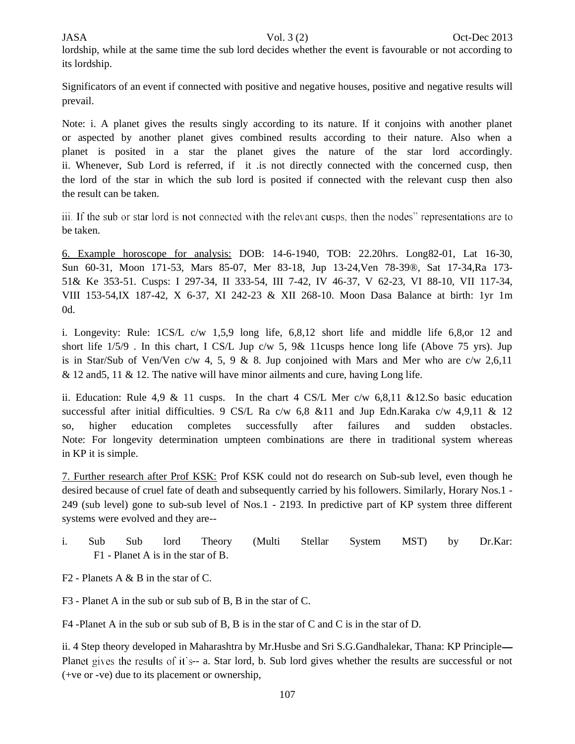lordship, while at the same time the sub lord decides whether the event is favourable or not according to its lordship.

Significators of an event if connected with positive and negative houses, positive and negative results will prevail.

Note: i. A planet gives the results singly according to its nature. If it conjoins with another planet or aspected by another planet gives combined results according to their nature. Also when a planet is posited in a star the planet gives the nature of the star lord accordingly.
ii. Whenever, Sub Lord is referred, if it .is not directly connected with the concerned cusp, then the lord of the star in which the sub lord is posited if connected with the relevant cusp then also the result can be taken.

iii. If the sub or star lord is not connected with the relevant cusps, then the nodes" representations are to be taken.

<u>6. Example horoscope for analysis:</u> DOB: 14-6-1940, TOB: 22.20hrs. Long82-01, Lat 16-30, Sun 60-31, Moon 171-53, Mars 85-07, Mer 83-18, Jup 13-24,Ven 78-39®, Sat 17-34,Ra 173-51& Ke 353-51. Cusps: I 297-34, II 333-54, III 7-42, IV 46-37, V 62-23, VI 88-10, VII 117-34, VIII 153-54,IX 187-42, X 6-37, XI 242-23 & XII 268-10. Moon Dasa Balance at birth: 1yr 1m 0d.

i. Longevity: Rule: 1CS/L c/w 1,5,9 long life, 6,8,12 short life and middle life 6,8,or 12 and short life 1/5/9 . In this chart, I CS/L Jup c/w 5, 9& 11cusps hence long life (Above 75 yrs). Jup is in Star/Sub of Ven/Ven c/w 4, 5, 9 & 8. Jup conjoined with Mars and Mer who are c/w 2,6,11 & 12 and5, 11 & 12. The native will have minor ailments and cure, having Long life.

ii. Education: Rule 4,9 & 11 cusps. In the chart 4 CS/L Mer c/w 6,8,11 &12.So basic education successful after initial difficulties. 9 CS/L Ra c/w 6,8 &11 and Jup Edn.Karaka c/w 4,9,11 & 12 so, higher education completes successfully after failures and sudden obstacles.
Note: For longevity determination umpteen combinations are there in traditional system whereas in KP it is simple.

<u>7. Further research after Prof KSK:</u> Prof KSK could not do research on Sub-sub level, even though he desired because of cruel fate of death and subsequently carried by his followers. Similarly, Horary Nos.1 - 249 (sub level) gone to sub-sub level of Nos.1 - 2193. In predictive part of KP system three different systems were evolved and they are--

i. Sub Sub lord Theory (Multi Stellar System MST) by Dr.Kar:
F1 - Planet A is in the star of B.

F2 - Planets A & B in the star of C.

F3 - Planet A in the sub or sub sub of B, B in the star of C.

F4 -Planet A in the sub or sub sub of B, B is in the star of C and C is in the star of D.

ii. 4 Step theory developed in Maharashtra by Mr.Husbe and Sri S.G.Gandhalekar, Thana: KP Principle— Planet gives the results of it's-- a. Star lord, b. Sub lord gives whether the results are successful or not (+ve or -ve) due to its placement or ownership,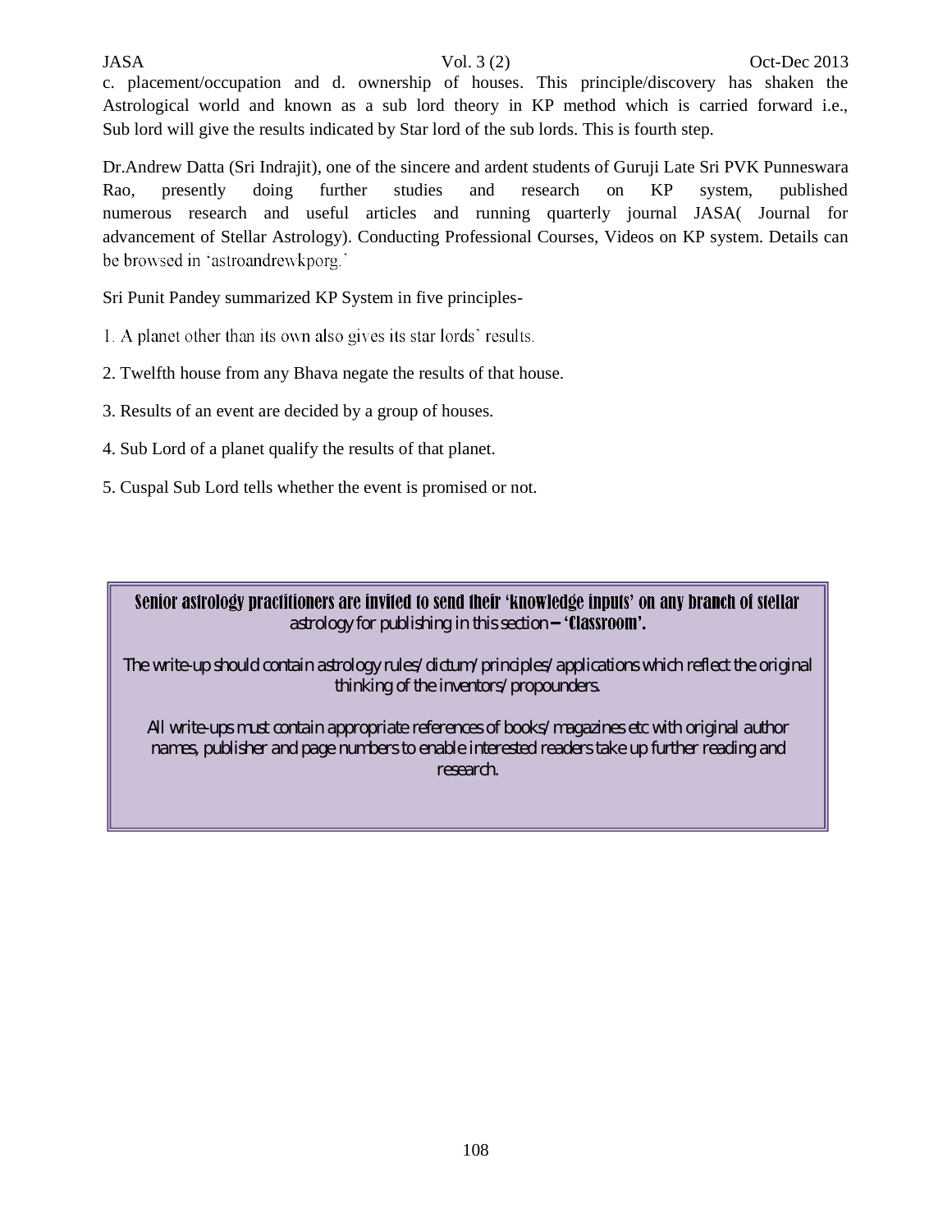c. placement/occupation and d. ownership of houses. This principle/discovery has shaken the Astrological world and known as a sub lord theory in KP method which is carried forward i.e., Sub lord will give the results indicated by Star lord of the sub lords. This is fourth step.

Dr.Andrew Datta (Sri Indrajit), one of the sincere and ardent students of Guruji Late Sri PVK Punneswara Rao, presently doing further studies and research on KP system, published numerous research and useful articles and running quarterly journal JASA( Journal for advancement of Stellar Astrology). Conducting Professional Courses, Videos on KP system. Details can be browsed in 'astroandrewkporg.'

Sri Punit Pandey summarized KP System in five principles-

1. A planet other than its own also gives its star lords' results.

2. Twelfth house from any Bhava negate the results of that house.

3. Results of an event are decided by a group of houses.

4. Sub Lord of a planet qualify the results of that planet.

5. Cuspal Sub Lord tells whether the event is promised or not.

Senior astrology practitioners are invited to send their 'knowledge inputs' on any branch of stellar astrology for publishing in this section – **'Classroom'.**

The write-up should contain astrology rules/dictum/principles/applications which reflect the original thinking of the inventors/propounders.

All write-ups must contain appropriate references of books/magazines etc with original author names, publisher and page numbers to enable interested readers take up further reading and research.